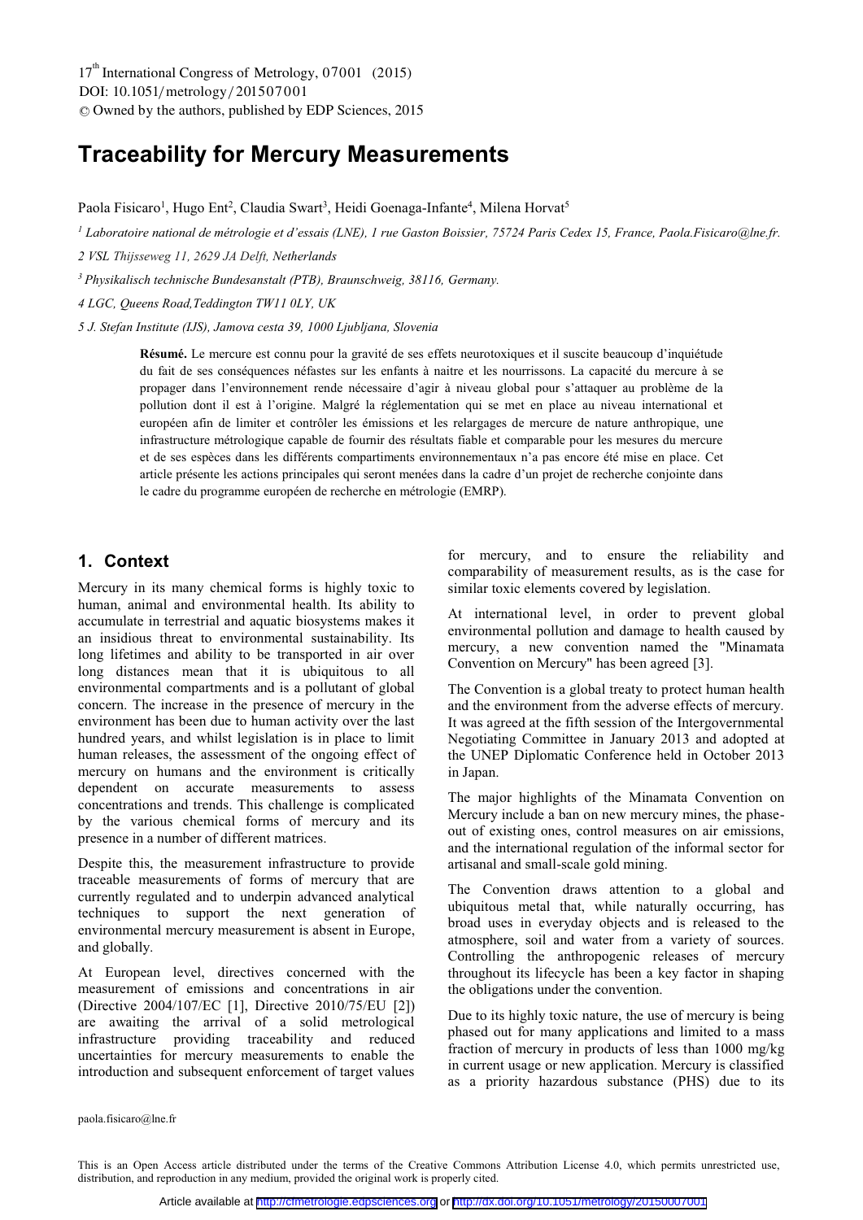# Traceability for Mercury Measurements

Paola Fisicaro[1], Hugo Ent[2], Claudia Swart[3], Heidi Goenaga-Infante[4], Milena Horvat[5]

[1] *Laboratoire national de métrologie et d'essais (LNE), 1 rue Gaston Boissier, 75724 Paris Cedex 15, France, Paola.Fisicaro@lne.fr.*

*2 VSL Thijsseweg 11, 2629 JA Delft, Netherlands*

[3] *Physikalisch technische Bundesanstalt (PTB), Braunschweig, 38116, Germany.*

*4 LGC, Queens Road,Teddington TW11 0LY, UK*

*5 J. Stefan Institute (IJS), Jamova cesta 39, 1000 Ljubljana, Slovenia*

**Résumé.** Le mercure est connu pour la gravité de ses effets neurotoxiques et il suscite beaucoup d'inquiétude du fait de ses conséquences néfastes sur les enfants à naitre et les nourrissons. La capacité du mercure à se propager dans l'environnement rende nécessaire d'agir à niveau global pour s'attaquer au problème de la pollution dont il est à l'origine. Malgré la réglementation qui se met en place au niveau international et européen afin de limiter et contrôler les émissions et les relargages de mercure de nature anthropique, une infrastructure métrologique capable de fournir des résultats fiable et comparable pour les mesures du mercure et de ses espèces dans les différents compartiments environnementaux n'a pas encore été mise en place. Cet article présente les actions principales qui seront menées dans le cadre d'un projet de recherche conjointe dans le cadre du programme européen de recherche en métrologie (EMRP).

## 1. Context

Mercury in its many chemical forms is highly toxic to human, animal and environmental health. Its ability to accumulate in terrestrial and aquatic biosystems makes it an insidious threat to environmental sustainability. Its long lifetimes and ability to be transported in air over long distances mean that it is ubiquitous to all environmental compartments and is a pollutant of global concern. The increase in the presence of mercury in the environment has been due to human activity over the last hundred years, and whilst legislation is in place to limit human releases, the assessment of the ongoing effect of mercury on humans and the environment is critically dependent on accurate measurements to assess concentrations and trends. This challenge is complicated by the various chemical forms of mercury and its presence in a number of different matrices.

Despite this, the measurement infrastructure to provide traceable measurements of forms of mercury that are currently regulated and to underpin advanced analytical techniques to support the next generation of environmental mercury measurement is absent in Europe, and globally.

At European level, directives concerned with the measurement of emissions and concentrations in air (Directive 2004/107/EC [1], Directive 2010/75/EU [2]) are awaiting the arrival of a solid metrological infrastructure providing traceability and reduced uncertainties for mercury measurements to enable the introduction and subsequent enforcement of target values for mercury, and to ensure the reliability and comparability of measurement results, as is the case for similar toxic elements covered by legislation.

At international level, in order to prevent global environmental pollution and damage to health caused by mercury, a new convention named the "Minamata Convention on Mercury" has been agreed [3].

The Convention is a global treaty to protect human health and the environment from the adverse effects of mercury. It was agreed at the fifth session of the Intergovernmental Negotiating Committee in January 2013 and adopted at the UNEP Diplomatic Conference held in October 2013 in Japan.

The major highlights of the Minamata Convention on Mercury include a ban on new mercury mines, the phase-out of existing ones, control measures on air emissions, and the international regulation of the informal sector for artisanal and small-scale gold mining.

The Convention draws attention to a global and ubiquitous metal that, while naturally occurring, has broad uses in everyday objects and is released to the atmosphere, soil and water from a variety of sources. Controlling the anthropogenic releases of mercury throughout its lifecycle has been a key factor in shaping the obligations under the convention.

Due to its highly toxic nature, the use of mercury is being phased out for many applications and limited to a mass fraction of mercury in products of less than 1000 mg/kg in current usage or new application. Mercury is classified as a priority hazardous substance (PHS) due to its

paola.fisicaro@lne.fr

This is an Open Access article distributed under the terms of the Creative Commons Attribution License 4.0, which permits unrestricted use, distribution, and reproduction in any medium, provided the original work is properly cited.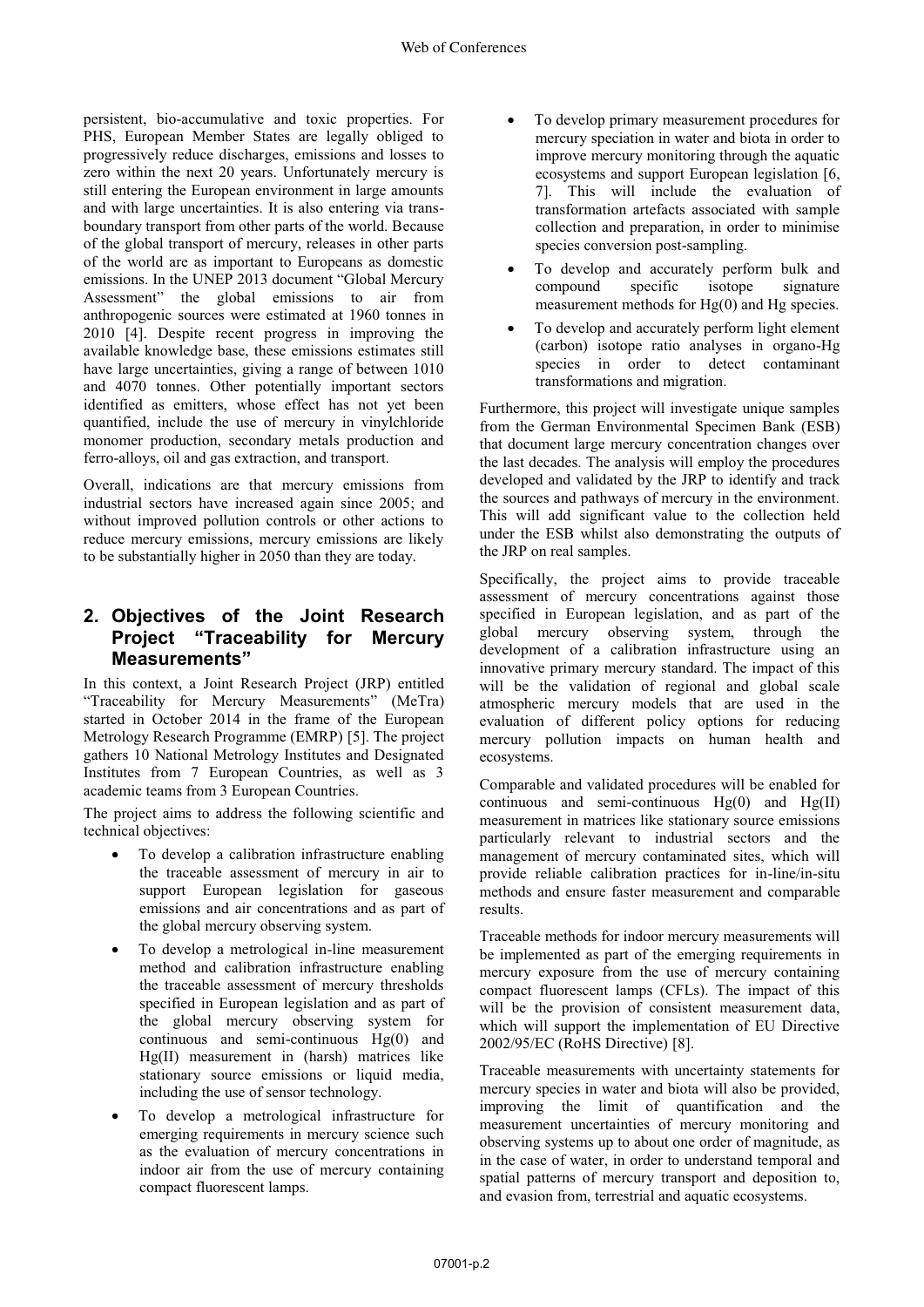persistent, bio-accumulative and toxic properties. For PHS, European Member States are legally obliged to progressively reduce discharges, emissions and losses to zero within the next 20 years. Unfortunately mercury is still entering the European environment in large amounts and with large uncertainties. It is also entering via trans-boundary transport from other parts of the world. Because of the global transport of mercury, releases in other parts of the world are as important to Europeans as domestic emissions. In the UNEP 2013 document "Global Mercury Assessment" the global emissions to air from anthropogenic sources were estimated at 1960 tonnes in 2010 [4]. Despite recent progress in improving the available knowledge base, these emissions estimates still have large uncertainties, giving a range of between 1010 and 4070 tonnes. Other potentially important sectors identified as emitters, whose effect has not yet been quantified, include the use of mercury in vinylchloride monomer production, secondary metals production and ferro-alloys, oil and gas extraction, and transport.

Overall, indications are that mercury emissions from industrial sectors have increased again since 2005; and without improved pollution controls or other actions to reduce mercury emissions, mercury emissions are likely to be substantially higher in 2050 than they are today.

## 2. Objectives of the Joint Research Project "Traceability for Mercury Measurements"

In this context, a Joint Research Project (JRP) entitled "Traceability for Mercury Measurements" (MeTra) started in October 2014 in the frame of the European Metrology Research Programme (EMRP) [5]. The project gathers 10 National Metrology Institutes and Designated Institutes from 7 European Countries, as well as 3 academic teams from 3 European Countries.

The project aims to address the following scientific and technical objectives:

- To develop a calibration infrastructure enabling the traceable assessment of mercury in air to support European legislation for gaseous emissions and air concentrations and as part of the global mercury observing system.
- To develop a metrological in-line measurement method and calibration infrastructure enabling the traceable assessment of mercury thresholds specified in European legislation and as part of the global mercury observing system for continuous and semi-continuous Hg(0) and Hg(II) measurement in (harsh) matrices like stationary source emissions or liquid media, including the use of sensor technology.
- To develop a metrological infrastructure for emerging requirements in mercury science such as the evaluation of mercury concentrations in indoor air from the use of mercury containing compact fluorescent lamps.
- To develop primary measurement procedures for mercury speciation in water and biota in order to improve mercury monitoring through the aquatic ecosystems and support European legislation [6, 7]. This will include the evaluation of transformation artefacts associated with sample collection and preparation, in order to minimise species conversion post-sampling.
- To develop and accurately perform bulk and compound specific isotope signature measurement methods for Hg(0) and Hg species.
- To develop and accurately perform light element (carbon) isotope ratio analyses in organo-Hg species in order to detect contaminant transformations and migration.

Furthermore, this project will investigate unique samples from the German Environmental Specimen Bank (ESB) that document large mercury concentration changes over the last decades. The analysis will employ the procedures developed and validated by the JRP to identify and track the sources and pathways of mercury in the environment. This will add significant value to the collection held under the ESB whilst also demonstrating the outputs of the JRP on real samples.

Specifically, the project aims to provide traceable assessment of mercury concentrations against those specified in European legislation, and as part of the global mercury observing system, through the development of a calibration infrastructure using an innovative primary mercury standard. The impact of this will be the validation of regional and global scale atmospheric mercury models that are used in the evaluation of different policy options for reducing mercury pollution impacts on human health and ecosystems.

Comparable and validated procedures will be enabled for continuous and semi-continuous Hg(0) and Hg(II) measurement in matrices like stationary source emissions particularly relevant to industrial sectors and the management of mercury contaminated sites, which will provide reliable calibration practices for in-line/in-situ methods and ensure faster measurement and comparable results.

Traceable methods for indoor mercury measurements will be implemented as part of the emerging requirements in mercury exposure from the use of mercury containing compact fluorescent lamps (CFLs). The impact of this will be the provision of consistent measurement data, which will support the implementation of EU Directive 2002/95/EC (RoHS Directive) [8].

Traceable measurements with uncertainty statements for mercury species in water and biota will also be provided, improving the limit of quantification and the measurement uncertainties of mercury monitoring and observing systems up to about one order of magnitude, as in the case of water, in order to understand temporal and spatial patterns of mercury transport and deposition to, and evasion from, terrestrial and aquatic ecosystems.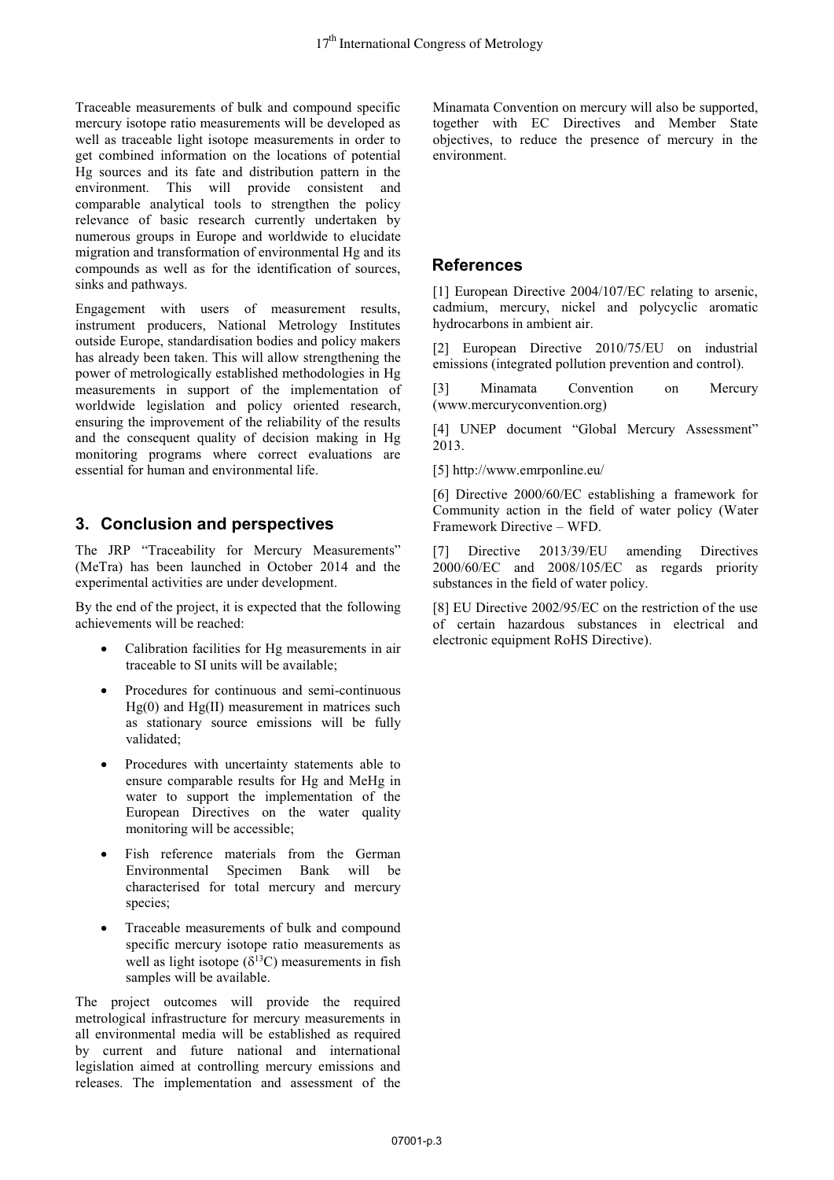Traceable measurements of bulk and compound specific mercury isotope ratio measurements will be developed as well as traceable light isotope measurements in order to get combined information on the locations of potential Hg sources and its fate and distribution pattern in the environment. This will provide consistent and comparable analytical tools to strengthen the policy relevance of basic research currently undertaken by numerous groups in Europe and worldwide to elucidate migration and transformation of environmental Hg and its compounds as well as for the identification of sources, sinks and pathways.

Engagement with users of measurement results, instrument producers, National Metrology Institutes outside Europe, standardisation bodies and policy makers has already been taken. This will allow strengthening the power of metrologically established methodologies in Hg measurements in support of the implementation of worldwide legislation and policy oriented research, ensuring the improvement of the reliability of the results and the consequent quality of decision making in Hg monitoring programs where correct evaluations are essential for human and environmental life.

## 3. Conclusion and perspectives

The JRP "Traceability for Mercury Measurements" (MeTra) has been launched in October 2014 and the experimental activities are under development.

By the end of the project, it is expected that the following achievements will be reached:

- Calibration facilities for Hg measurements in air traceable to SI units will be available;
- Procedures for continuous and semi-continuous Hg(0) and Hg(II) measurement in matrices such as stationary source emissions will be fully validated;
- Procedures with uncertainty statements able to ensure comparable results for Hg and MeHg in water to support the implementation of the European Directives on the water quality monitoring will be accessible;
- Fish reference materials from the German Environmental Specimen Bank will be characterised for total mercury and mercury species;
- Traceable measurements of bulk and compound specific mercury isotope ratio measurements as well as light isotope ($\delta^{13}C$) measurements in fish samples will be available.

The project outcomes will provide the required metrological infrastructure for mercury measurements in all environmental media will be established as required by current and future national and international legislation aimed at controlling mercury emissions and releases. The implementation and assessment of the Minamata Convention on mercury will also be supported, together with EC Directives and Member State objectives, to reduce the presence of mercury in the environment.

## References

[1] European Directive 2004/107/EC relating to arsenic, cadmium, mercury, nickel and polycyclic aromatic hydrocarbons in ambient air.

[2] European Directive 2010/75/EU on industrial emissions (integrated pollution prevention and control).

[3] Minamata Convention on Mercury (www.mercuryconvention.org)

[4] UNEP document "Global Mercury Assessment" 2013.

[5] http://www.emrponline.eu/

[6] Directive 2000/60/EC establishing a framework for Community action in the field of water policy (Water Framework Directive – WFD.

[7] Directive 2013/39/EU amending Directives 2000/60/EC and 2008/105/EC as regards priority substances in the field of water policy.

[8] EU Directive 2002/95/EC on the restriction of the use of certain hazardous substances in electrical and electronic equipment RoHS Directive).